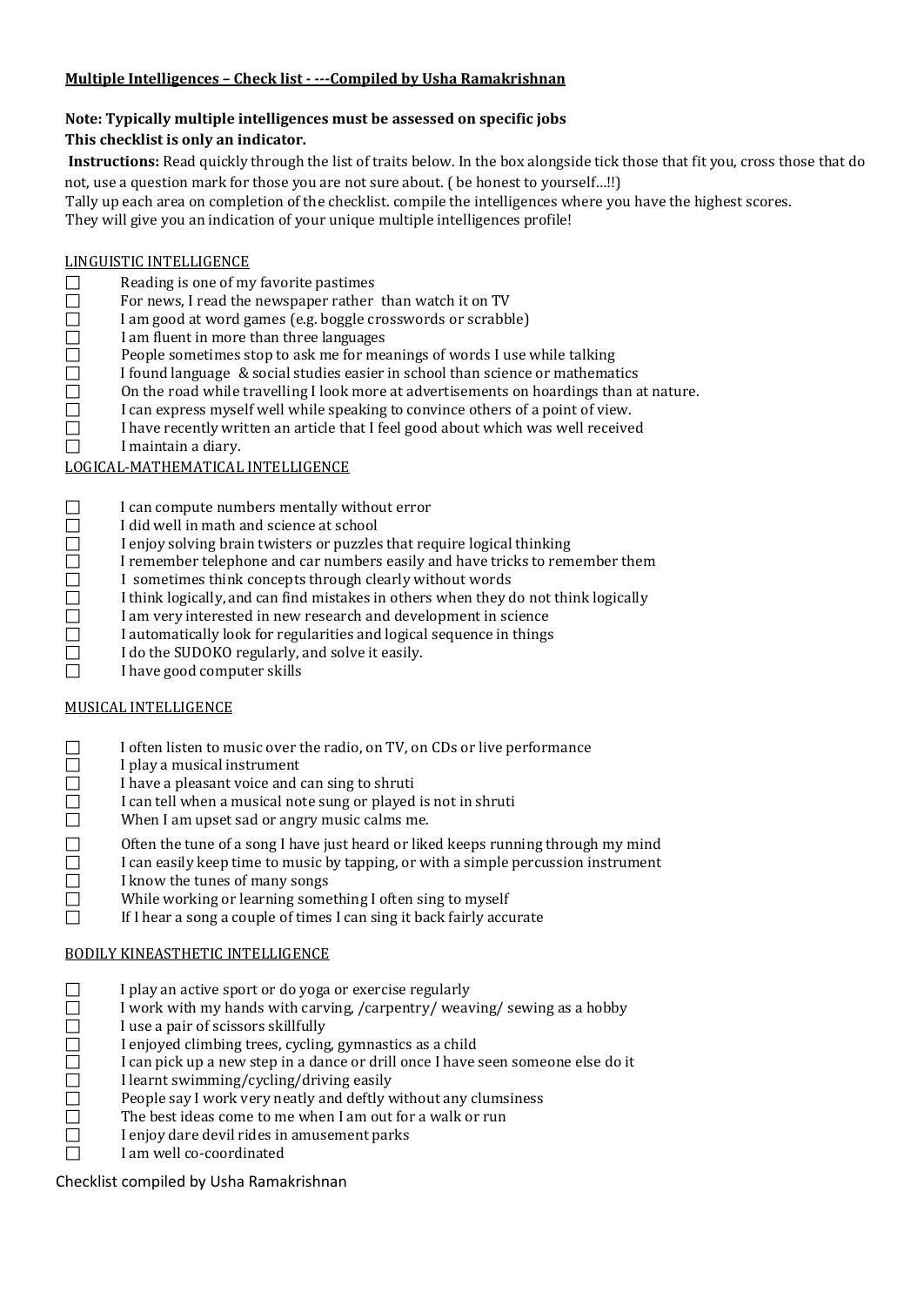**Multiple Intelligences – Check list - ---Compiled by Usha Ramakrishnan**

**Note: Typically multiple intelligences must be assessed on specific jobs**
**This checklist is only an indicator.**

**Instructions:** Read quickly through the list of traits below. In the box alongside tick those that fit you, cross those that do not, use a question mark for those you are not sure about. ( be honest to yourself…!!)
Tally up each area on completion of the checklist. compile the intelligences where you have the highest scores.
They will give you an indication of your unique multiple intelligences profile!

LINGUISTIC INTELLIGENCE

- ☐ Reading is one of my favorite pastimes
- ☐ For news, I read the newspaper rather than watch it on TV
- ☐ I am good at word games (e.g. boggle crosswords or scrabble)
- ☐ I am fluent in more than three languages
- ☐ People sometimes stop to ask me for meanings of words I use while talking
- ☐ I found language & social studies easier in school than science or mathematics
- ☐ On the road while travelling I look more at advertisements on hoardings than at nature.
- ☐ I can express myself well while speaking to convince others of a point of view.
- ☐ I have recently written an article that I feel good about which was well received
- ☐ I maintain a diary.

LOGICAL-MATHEMATICAL INTELLIGENCE

- ☐ I can compute numbers mentally without error
- ☐ I did well in math and science at school
- ☐ I enjoy solving brain twisters or puzzles that require logical thinking
- ☐ I remember telephone and car numbers easily and have tricks to remember them
- ☐ I sometimes think concepts through clearly without words
- ☐ I think logically, and can find mistakes in others when they do not think logically
- ☐ I am very interested in new research and development in science
- ☐ I automatically look for regularities and logical sequence in things
- ☐ I do the SUDOKO regularly, and solve it easily.
- ☐ I have good computer skills

MUSICAL INTELLIGENCE

- ☐ I often listen to music over the radio, on TV, on CDs or live performance
- ☐ I play a musical instrument
- ☐ I have a pleasant voice and can sing to shruti
- ☐ I can tell when a musical note sung or played is not in shruti
- ☐ When I am upset sad or angry music calms me.
- ☐ Often the tune of a song I have just heard or liked keeps running through my mind
- ☐ I can easily keep time to music by tapping, or with a simple percussion instrument
- ☐ I know the tunes of many songs
- ☐ While working or learning something I often sing to myself
- ☐ If I hear a song a couple of times I can sing it back fairly accurate

BODILY KINEASTHETIC INTELLIGENCE

- ☐ I play an active sport or do yoga or exercise regularly
- ☐ I work with my hands with carving, /carpentry/ weaving/ sewing as a hobby
- ☐ I use a pair of scissors skillfully
- ☐ I enjoyed climbing trees, cycling, gymnastics as a child
- ☐ I can pick up a new step in a dance or drill once I have seen someone else do it
- ☐ I learnt swimming/cycling/driving easily
- ☐ People say I work very neatly and deftly without any clumsiness
- ☐ The best ideas come to me when I am out for a walk or run
- ☐ I enjoy dare devil rides in amusement parks
- ☐ I am well co-coordinated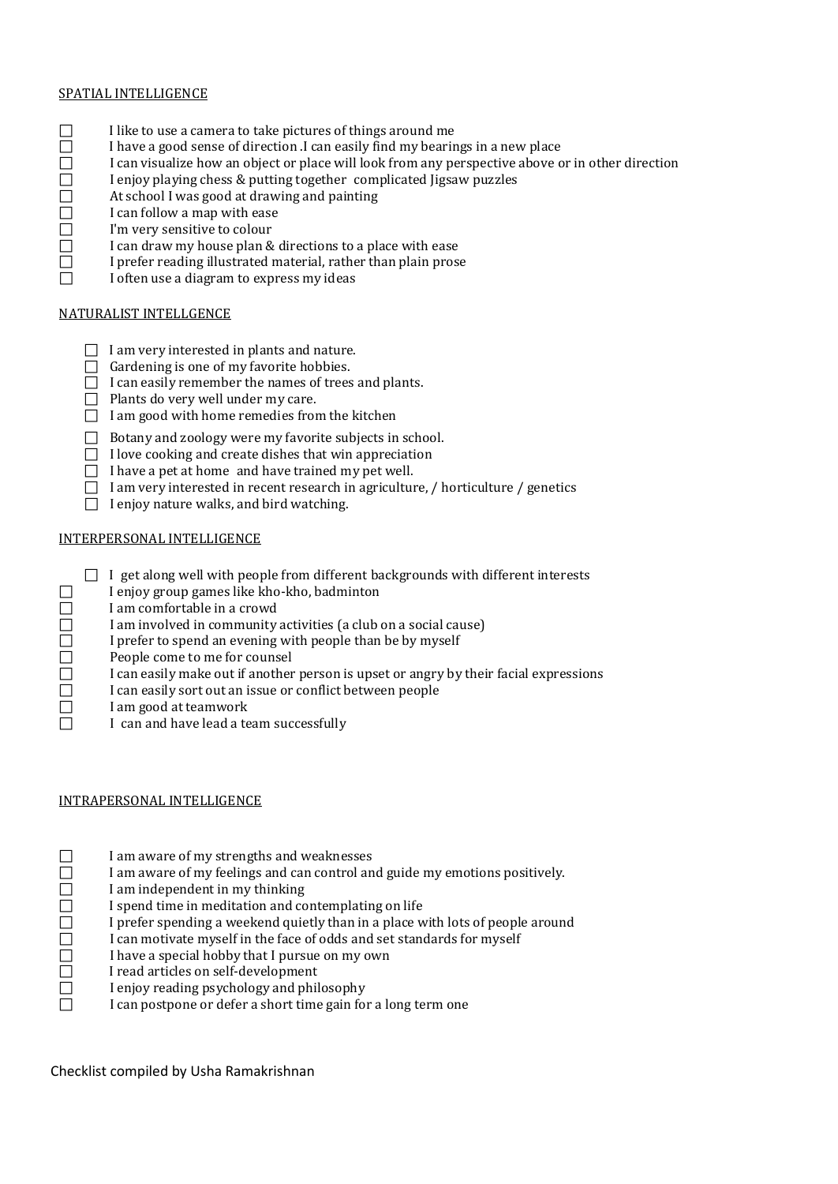## SPATIAL INTELLIGENCE

- [ ] I like to use a camera to take pictures of things around me
- [ ] I have a good sense of direction .I can easily find my bearings in a new place
- [ ] I can visualize how an object or place will look from any perspective above or in other direction
- [ ] I enjoy playing chess & putting together complicated Jigsaw puzzles
- [ ] At school I was good at drawing and painting
- [ ] I can follow a map with ease
- [ ] I'm very sensitive to colour
- [ ] I can draw my house plan & directions to a place with ease
- [ ] I prefer reading illustrated material, rather than plain prose
- [ ] I often use a diagram to express my ideas

## NATURALIST INTELLGENCE

- [ ] I am very interested in plants and nature.
- [ ] Gardening is one of my favorite hobbies.
- [ ] I can easily remember the names of trees and plants.
- [ ] Plants do very well under my care.
- [ ] I am good with home remedies from the kitchen
- [ ] Botany and zoology were my favorite subjects in school.
- [ ] I love cooking and create dishes that win appreciation
- [ ] I have a pet at home and have trained my pet well.
- [ ] I am very interested in recent research in agriculture, / horticulture / genetics
- [ ] I enjoy nature walks, and bird watching.

## INTERPERSONAL INTELLIGENCE

- [ ] I get along well with people from different backgrounds with different interests
- [ ] I enjoy group games like kho-kho, badminton
- [ ] I am comfortable in a crowd
- [ ] I am involved in community activities (a club on a social cause)
- [ ] I prefer to spend an evening with people than be by myself
- [ ] People come to me for counsel
- [ ] I can easily make out if another person is upset or angry by their facial expressions
- [ ] I can easily sort out an issue or conflict between people
- [ ] I am good at teamwork
- [ ] I can and have lead a team successfully

## INTRAPERSONAL INTELLIGENCE

- [ ] I am aware of my strengths and weaknesses
- [ ] I am aware of my feelings and can control and guide my emotions positively.
- [ ] I am independent in my thinking
- [ ] I spend time in meditation and contemplating on life
- [ ] I prefer spending a weekend quietly than in a place with lots of people around
- [ ] I can motivate myself in the face of odds and set standards for myself
- [ ] I have a special hobby that I pursue on my own
- [ ] I read articles on self-development
- [ ] I enjoy reading psychology and philosophy
- [ ] I can postpone or defer a short time gain for a long term one

Checklist compiled by Usha Ramakrishnan